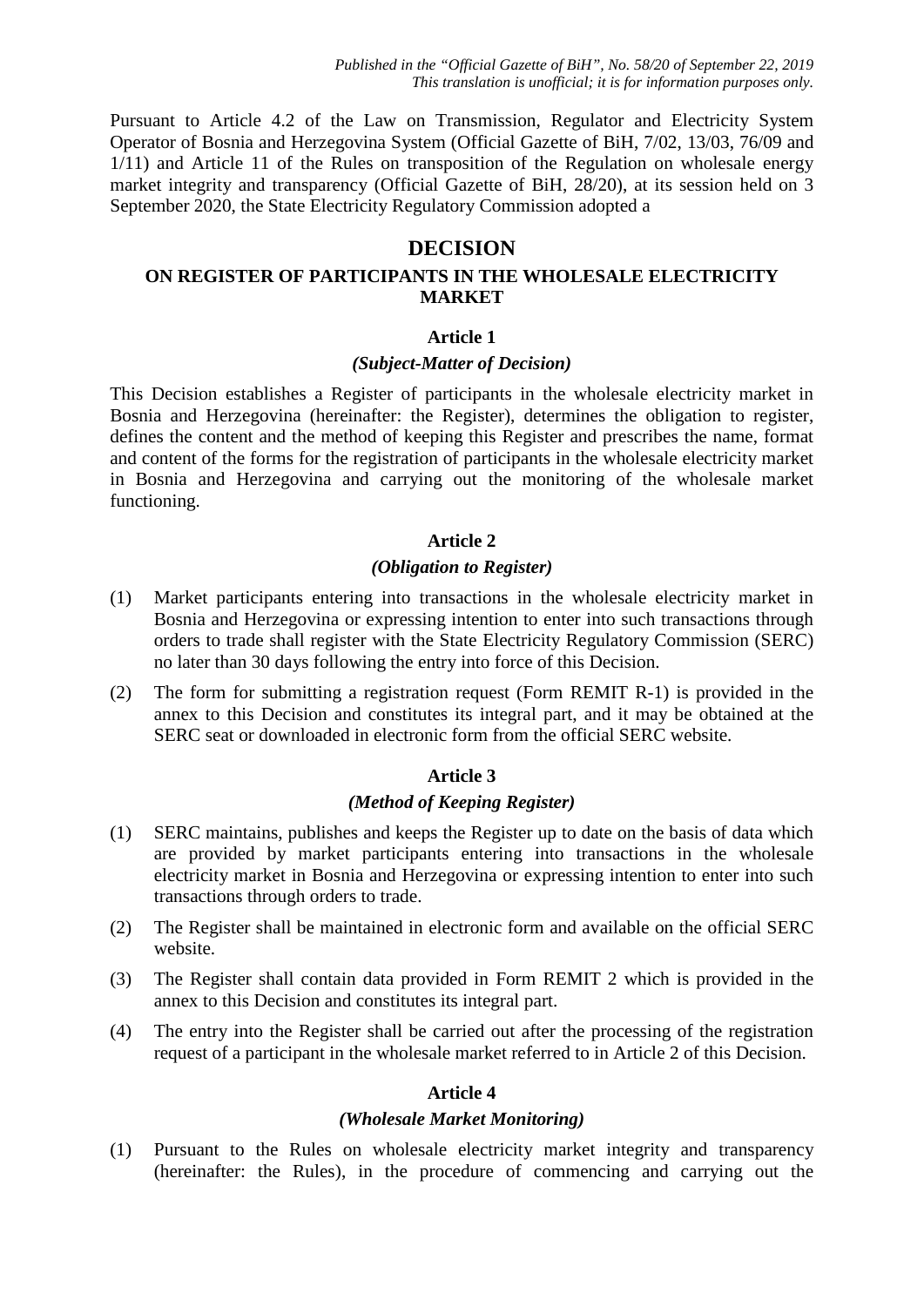*Published in the "Official Gazette of BiH", No. 58/20 of September 22, 2019*
*This translation is unofficial; it is for information purposes only.*

Pursuant to Article 4.2 of the Law on Transmission, Regulator and Electricity System Operator of Bosnia and Herzegovina System (Official Gazette of BiH, 7/02, 13/03, 76/09 and 1/11) and Article 11 of the Rules on transposition of the Regulation on wholesale energy market integrity and transparency (Official Gazette of BiH, 28/20), at its session held on 3 September 2020, the State Electricity Regulatory Commission adopted a

# DECISION

## ON REGISTER OF PARTICIPANTS IN THE WHOLESALE ELECTRICITY MARKET

### Article 1

***(Subject-Matter of Decision)***

This Decision establishes a Register of participants in the wholesale electricity market in Bosnia and Herzegovina (hereinafter: the Register), determines the obligation to register, defines the content and the method of keeping this Register and prescribes the name, format and content of the forms for the registration of participants in the wholesale electricity market in Bosnia and Herzegovina and carrying out the monitoring of the wholesale market functioning.

### Article 2

***(Obligation to Register)***

(1) Market participants entering into transactions in the wholesale electricity market in Bosnia and Herzegovina or expressing intention to enter into such transactions through orders to trade shall register with the State Electricity Regulatory Commission (SERC) no later than 30 days following the entry into force of this Decision.

(2) The form for submitting a registration request (Form REMIT R-1) is provided in the annex to this Decision and constitutes its integral part, and it may be obtained at the SERC seat or downloaded in electronic form from the official SERC website.

### Article 3

***(Method of Keeping Register)***

(1) SERC maintains, publishes and keeps the Register up to date on the basis of data which are provided by market participants entering into transactions in the wholesale electricity market in Bosnia and Herzegovina or expressing intention to enter into such transactions through orders to trade.

(2) The Register shall be maintained in electronic form and available on the official SERC website.

(3) The Register shall contain data provided in Form REMIT 2 which is provided in the annex to this Decision and constitutes its integral part.

(4) The entry into the Register shall be carried out after the processing of the registration request of a participant in the wholesale market referred to in Article 2 of this Decision.

### Article 4

***(Wholesale Market Monitoring)***

(1) Pursuant to the Rules on wholesale electricity market integrity and transparency (hereinafter: the Rules), in the procedure of commencing and carrying out the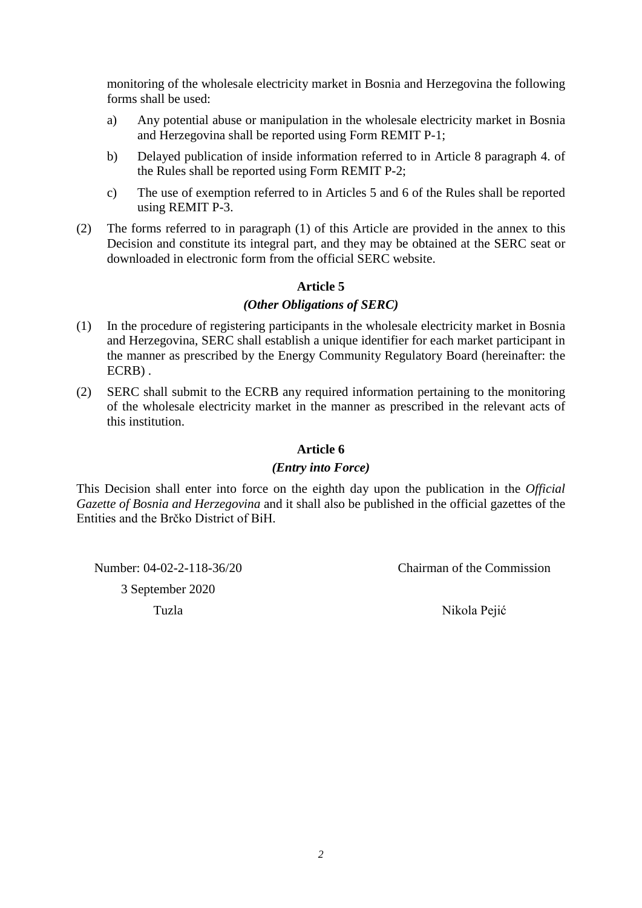monitoring of the wholesale electricity market in Bosnia and Herzegovina the following forms shall be used:

a) Any potential abuse or manipulation in the wholesale electricity market in Bosnia and Herzegovina shall be reported using Form REMIT P-1;

b) Delayed publication of inside information referred to in Article 8 paragraph 4. of the Rules shall be reported using Form REMIT P-2;

c) The use of exemption referred to in Articles 5 and 6 of the Rules shall be reported using REMIT P-3.

(2) The forms referred to in paragraph (1) of this Article are provided in the annex to this Decision and constitute its integral part, and they may be obtained at the SERC seat or downloaded in electronic form from the official SERC website.

**Article 5**

***(Other Obligations of SERC)***

(1) In the procedure of registering participants in the wholesale electricity market in Bosnia and Herzegovina, SERC shall establish a unique identifier for each market participant in the manner as prescribed by the Energy Community Regulatory Board (hereinafter: the ECRB) .

(2) SERC shall submit to the ECRB any required information pertaining to the monitoring of the wholesale electricity market in the manner as prescribed in the relevant acts of this institution.

**Article 6**

***(Entry into Force)***

This Decision shall enter into force on the eighth day upon the publication in the *Official Gazette of Bosnia and Herzegovina* and it shall also be published in the official gazettes of the Entities and the Brčko District of BiH.

Number: 04-02-2-118-36/20

3 September 2020

Tuzla

Chairman of the Commission

Nikola Pejić